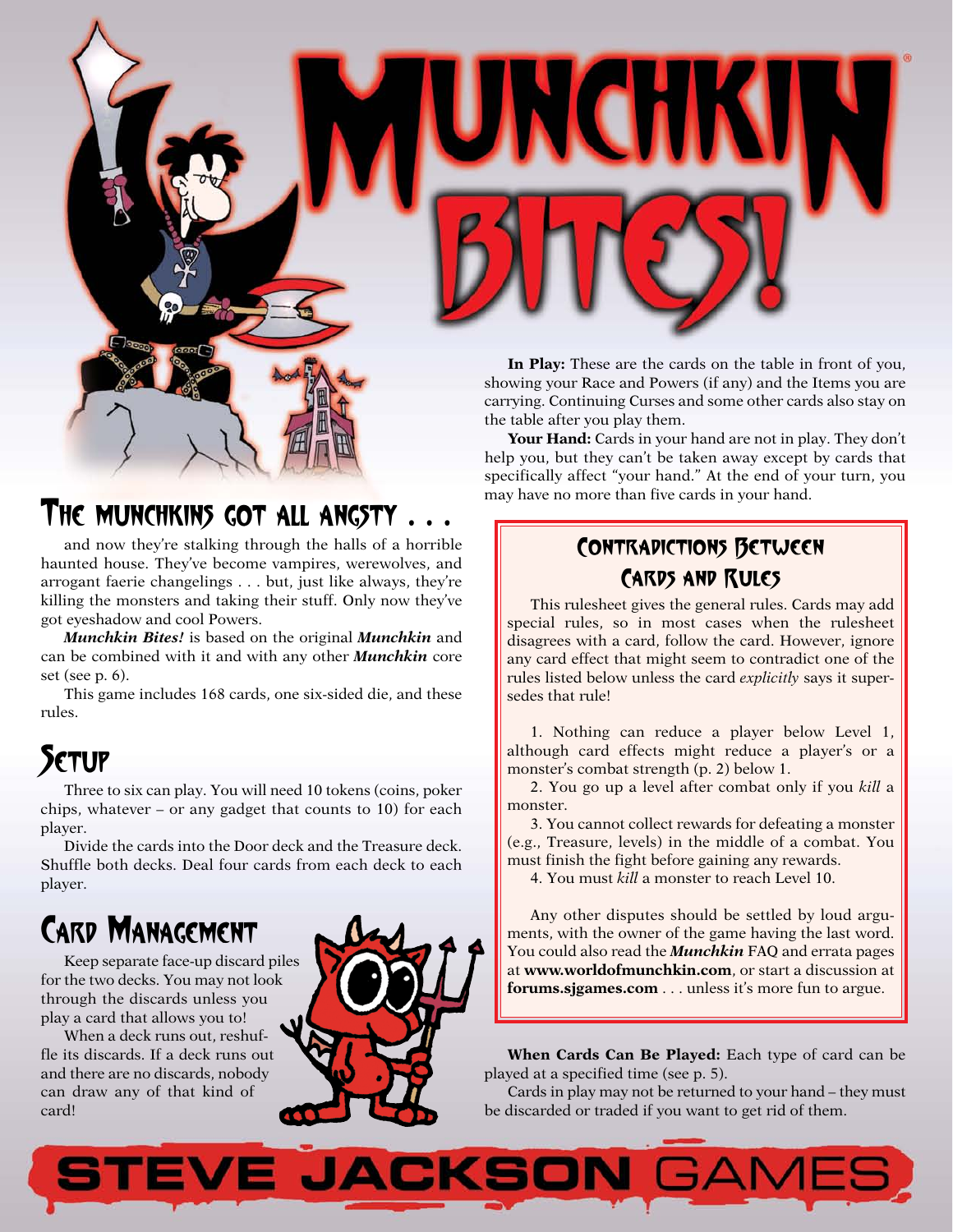# Munchkin Bites!

## The Munchkins Got All Angsty . . .

and now they're stalking through the halls of a horrible haunted house. They've become vampires, werewolves, and arrogant faerie changelings . . . but, just like always, they're killing the monsters and taking their stuff. Only now they've got eyeshadow and cool Powers.

***Munchkin Bites!*** is based on the original ***Munchkin*** and can be combined with it and with any other ***Munchkin*** core set (see p. 6).

This game includes 168 cards, one six-sided die, and these rules.

## Setup

Three to six can play. You will need 10 tokens (coins, poker chips, whatever – or any gadget that counts to 10) for each player.

Divide the cards into the Door deck and the Treasure deck. Shuffle both decks. Deal four cards from each deck to each player.

## Card Management

Keep separate face-up discard piles for the two decks. You may not look through the discards unless you play a card that allows you to!

When a deck runs out, reshuffle its discards. If a deck runs out and there are no discards, nobody can draw any of that kind of card!

**In Play:** These are the cards on the table in front of you, showing your Race and Powers (if any) and the Items you are carrying. Continuing Curses and some other cards also stay on the table after you play them.

**Your Hand:** Cards in your hand are not in play. They don't help you, but they can't be taken away except by cards that specifically affect "your hand." At the end of your turn, you may have no more than five cards in your hand.

### Contradictions Between Cards and Rules

This rulesheet gives the general rules. Cards may add special rules, so in most cases when the rulesheet disagrees with a card, follow the card. However, ignore any card effect that might seem to contradict one of the rules listed below unless the card *explicitly* says it supersedes that rule!

1. Nothing can reduce a player below Level 1, although card effects might reduce a player's or a monster's combat strength (p. 2) below 1.
2. You go up a level after combat only if you *kill* a monster.
3. You cannot collect rewards for defeating a monster (e.g., Treasure, levels) in the middle of a combat. You must finish the fight before gaining any rewards.
4. You must *kill* a monster to reach Level 10.

Any other disputes should be settled by loud arguments, with the owner of the game having the last word. You could also read the ***Munchkin*** FAQ and errata pages at **www.worldofmunchkin.com**, or start a discussion at **forums.sjgames.com** . . . unless it's more fun to argue.

**When Cards Can Be Played:** Each type of card can be played at a specified time (see p. 5).

Cards in play may not be returned to your hand – they must be discarded or traded if you want to get rid of them.

STEVE JACKSON GAMES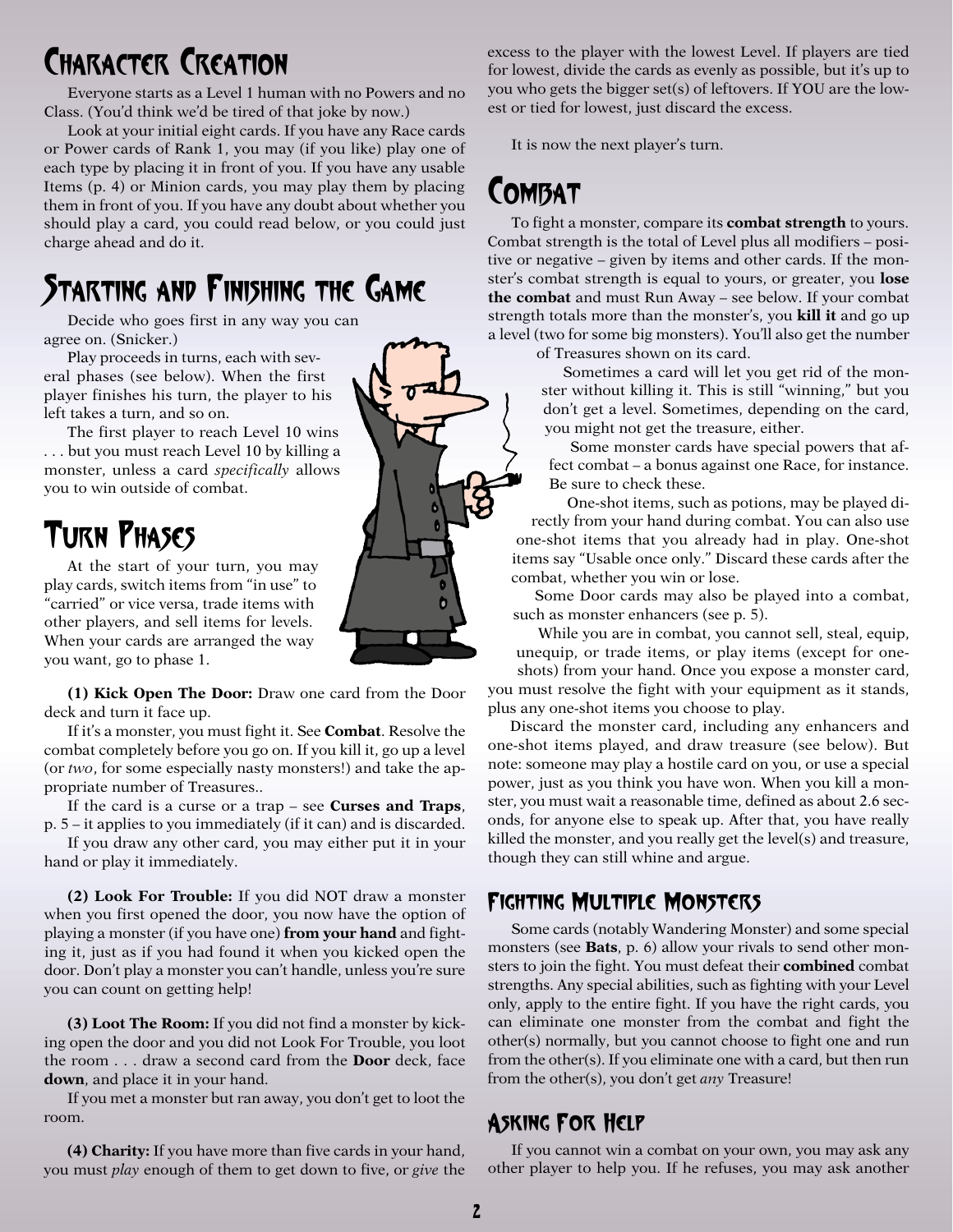# Character Creation

Everyone starts as a Level 1 human with no Powers and no Class. (You'd think we'd be tired of that joke by now.)

Look at your initial eight cards. If you have any Race cards or Power cards of Rank 1, you may (if you like) play one of each type by placing it in front of you. If you have any usable Items (p. 4) or Minion cards, you may play them by placing them in front of you. If you have any doubt about whether you should play a card, you could read below, or you could just charge ahead and do it.

# Starting and Finishing the Game

Decide who goes first in any way you can agree on. (Snicker.)

Play proceeds in turns, each with several phases (see below). When the first player finishes his turn, the player to his left takes a turn, and so on.

The first player to reach Level 10 wins . . . but you must reach Level 10 by killing a monster, unless a card *specifically* allows you to win outside of combat.

# Turn Phases

At the start of your turn, you may play cards, switch items from "in use" to "carried" or vice versa, trade items with other players, and sell items for levels. When your cards are arranged the way you want, go to phase 1.

**(1) Kick Open The Door:** Draw one card from the Door deck and turn it face up.

If it's a monster, you must fight it. See **Combat**. Resolve the combat completely before you go on. If you kill it, go up a level (or *two*, for some especially nasty monsters!) and take the appropriate number of Treasures..

If the card is a curse or a trap – see **Curses and Traps**, p. 5 – it applies to you immediately (if it can) and is discarded.

If you draw any other card, you may either put it in your hand or play it immediately.

**(2) Look For Trouble:** If you did NOT draw a monster when you first opened the door, you now have the option of playing a monster (if you have one) **from your hand** and fighting it, just as if you had found it when you kicked open the door. Don't play a monster you can't handle, unless you're sure you can count on getting help!

**(3) Loot The Room:** If you did not find a monster by kicking open the door and you did not Look For Trouble, you loot the room . . . draw a second card from the **Door** deck, face **down**, and place it in your hand.

If you met a monster but ran away, you don't get to loot the room.

**(4) Charity:** If you have more than five cards in your hand, you must *play* enough of them to get down to five, or *give* the excess to the player with the lowest Level. If players are tied for lowest, divide the cards as evenly as possible, but it's up to you who gets the bigger set(s) of leftovers. If YOU are the lowest or tied for lowest, just discard the excess.

It is now the next player's turn.

# Combat

To fight a monster, compare its **combat strength** to yours. Combat strength is the total of Level plus all modifiers – positive or negative – given by items and other cards. If the monster's combat strength is equal to yours, or greater, you **lose the combat** and must Run Away – see below. If your combat strength totals more than the monster's, you **kill it** and go up a level (two for some big monsters). You'll also get the number of Treasures shown on its card.

Sometimes a card will let you get rid of the monster without killing it. This is still "winning," but you don't get a level. Sometimes, depending on the card, you might not get the treasure, either.

Some monster cards have special powers that affect combat – a bonus against one Race, for instance. Be sure to check these.

One-shot items, such as potions, may be played directly from your hand during combat. You can also use one-shot items that you already had in play. One-shot items say "Usable once only." Discard these cards after the combat, whether you win or lose.

Some Door cards may also be played into a combat, such as monster enhancers (see p. 5).

While you are in combat, you cannot sell, steal, equip, unequip, or trade items, or play items (except for one-shots) from your hand. Once you expose a monster card, you must resolve the fight with your equipment as it stands, plus any one-shot items you choose to play.

Discard the monster card, including any enhancers and one-shot items played, and draw treasure (see below). But note: someone may play a hostile card on you, or use a special power, just as you think you have won. When you kill a monster, you must wait a reasonable time, defined as about 2.6 seconds, for anyone else to speak up. After that, you have really killed the monster, and you really get the level(s) and treasure, though they can still whine and argue.

## Fighting Multiple Monsters

Some cards (notably Wandering Monster) and some special monsters (see **Bats**, p. 6) allow your rivals to send other monsters to join the fight. You must defeat their **combined** combat strengths. Any special abilities, such as fighting with your Level only, apply to the entire fight. If you have the right cards, you can eliminate one monster from the combat and fight the other(s) normally, but you cannot choose to fight one and run from the other(s). If you eliminate one with a card, but then run from the other(s), you don't get *any* Treasure!

## Asking For Help

If you cannot win a combat on your own, you may ask any other player to help you. If he refuses, you may ask another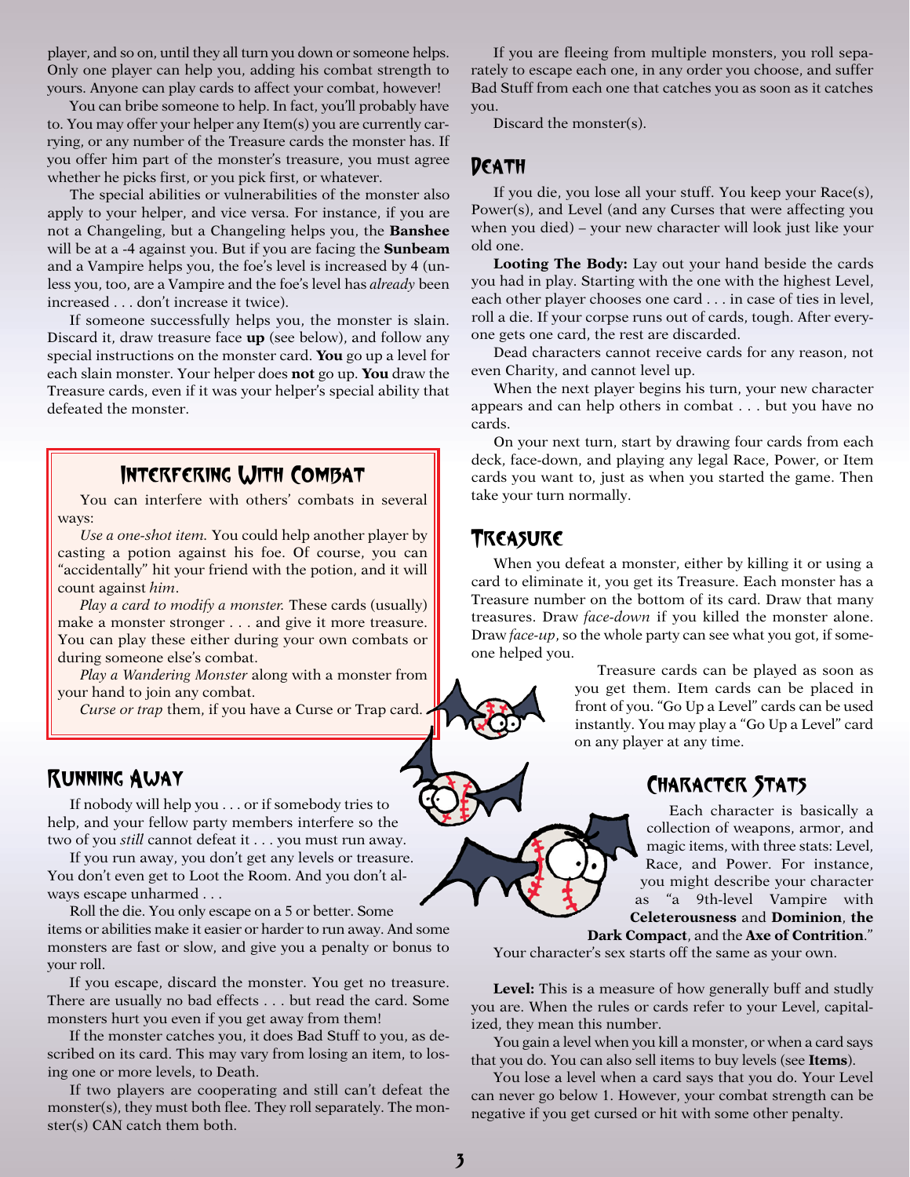player, and so on, until they all turn you down or someone helps. Only one player can help you, adding his combat strength to yours. Anyone can play cards to affect your combat, however!

You can bribe someone to help. In fact, you'll probably have to. You may offer your helper any Item(s) you are currently carrying, or any number of the Treasure cards the monster has. If you offer him part of the monster's treasure, you must agree whether he picks first, or you pick first, or whatever.

The special abilities or vulnerabilities of the monster also apply to your helper, and vice versa. For instance, if you are not a Changeling, but a Changeling helps you, the **Banshee** will be at a -4 against you. But if you are facing the **Sunbeam** and a Vampire helps you, the foe's level is increased by 4 (unless you, too, are a Vampire and the foe's level has *already* been increased . . . don't increase it twice).

If someone successfully helps you, the monster is slain. Discard it, draw treasure face **up** (see below), and follow any special instructions on the monster card. **You** go up a level for each slain monster. Your helper does **not** go up. **You** draw the Treasure cards, even if it was your helper's special ability that defeated the monster.

## Interfering With Combat

You can interfere with others' combats in several ways:

*Use a one-shot item.* You could help another player by casting a potion against his foe. Of course, you can "accidentally" hit your friend with the potion, and it will count against *him*.

*Play a card to modify a monster.* These cards (usually) make a monster stronger . . . and give it more treasure. You can play these either during your own combats or during someone else's combat.

*Play a Wandering Monster* along with a monster from your hand to join any combat.

*Curse or trap* them, if you have a Curse or Trap card.

## Running Away

If nobody will help you . . . or if somebody tries to help, and your fellow party members interfere so the two of you *still* cannot defeat it . . . you must run away.

If you run away, you don't get any levels or treasure. You don't even get to Loot the Room. And you don't always escape unharmed . . .

Roll the die. You only escape on a 5 or better. Some items or abilities make it easier or harder to run away. And some monsters are fast or slow, and give you a penalty or bonus to your roll.

If you escape, discard the monster. You get no treasure. There are usually no bad effects . . . but read the card. Some monsters hurt you even if you get away from them!

If the monster catches you, it does Bad Stuff to you, as described on its card. This may vary from losing an item, to losing one or more levels, to Death.

If two players are cooperating and still can't defeat the monster(s), they must both flee. They roll separately. The monster(s) CAN catch them both.

If you are fleeing from multiple monsters, you roll separately to escape each one, in any order you choose, and suffer Bad Stuff from each one that catches you as soon as it catches you.

Discard the monster(s).

## Death

If you die, you lose all your stuff. You keep your Race(s), Power(s), and Level (and any Curses that were affecting you when you died) – your new character will look just like your old one.

**Looting The Body:** Lay out your hand beside the cards you had in play. Starting with the one with the highest Level, each other player chooses one card . . . in case of ties in level, roll a die. If your corpse runs out of cards, tough. After everyone gets one card, the rest are discarded.

Dead characters cannot receive cards for any reason, not even Charity, and cannot level up.

When the next player begins his turn, your new character appears and can help others in combat . . . but you have no cards.

On your next turn, start by drawing four cards from each deck, face-down, and playing any legal Race, Power, or Item cards you want to, just as when you started the game. Then take your turn normally.

## Treasure

When you defeat a monster, either by killing it or using a card to eliminate it, you get its Treasure. Each monster has a Treasure number on the bottom of its card. Draw that many treasures. Draw *face-down* if you killed the monster alone. Draw *face-up*, so the whole party can see what you got, if someone helped you.

Treasure cards can be played as soon as you get them. Item cards can be placed in front of you. "Go Up a Level" cards can be used instantly. You may play a "Go Up a Level" card on any player at any time.

## Character Stats

Each character is basically a collection of weapons, armor, and magic items, with three stats: Level, Race, and Power. For instance, you might describe your character as "a 9th-level Vampire with **Celeterousness** and **Dominion**, **the Dark Compact**, and the **Axe of Contrition**."

Your character's sex starts off the same as your own.

**Level:** This is a measure of how generally buff and studly you are. When the rules or cards refer to your Level, capitalized, they mean this number.

You gain a level when you kill a monster, or when a card says that you do. You can also sell items to buy levels (see **Items**).

You lose a level when a card says that you do. Your Level can never go below 1. However, your combat strength can be negative if you get cursed or hit with some other penalty.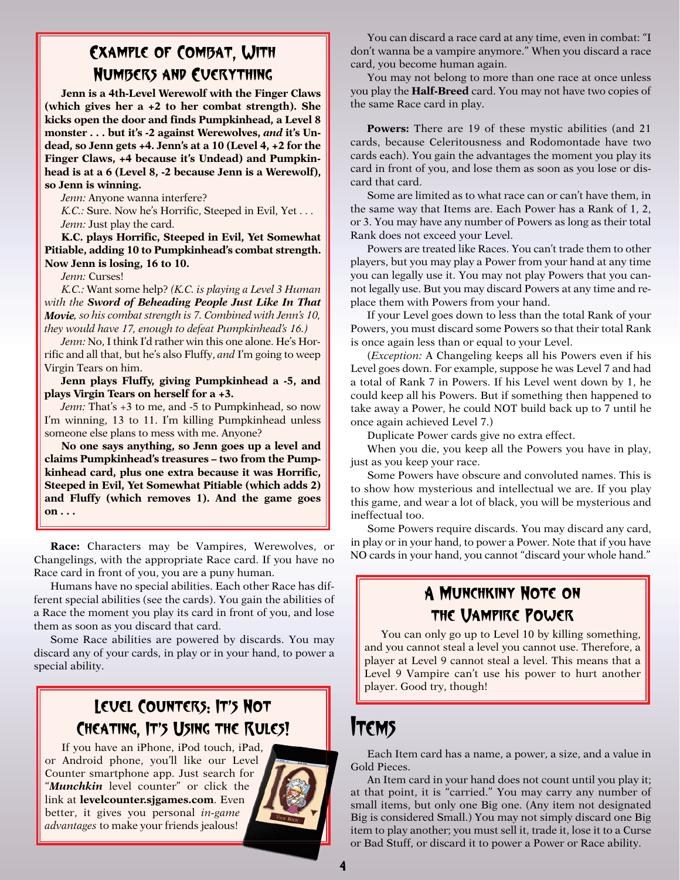### Example of Combat, With Numbers and Everything

**Jenn is a 4th-Level Werewolf with the Finger Claws (which gives her a +2 to her combat strength). She kicks open the door and finds Pumpkinhead, a Level 8 monster . . . but it's -2 against Werewolves, *and* it's Undead, so Jenn gets +4. Jenn's at a 10 (Level 4, +2 for the Finger Claws, +4 because it's Undead) and Pumpkinhead is at a 6 (Level 8, -2 because Jenn is a Werewolf), so Jenn is winning.**

*Jenn:* Anyone wanna interfere?

*K.C.:* Sure. Now he's Horrific, Steeped in Evil, Yet . . .

*Jenn:* Just play the card.

**K.C. plays Horrific, Steeped in Evil, Yet Somewhat Pitiable, adding 10 to Pumpkinhead's combat strength. Now Jenn is losing, 16 to 10.**

*Jenn:* Curses!

*K.C.:* Want some help? *(K.C. is playing a Level 3 Human with the* ***Sword of Beheading People Just Like In That Movie****, so his combat strength is 7. Combined with Jenn's 10, they would have 17, enough to defeat Pumpkinhead's 16.)*

*Jenn:* No, I think I'd rather win this one alone. He's Horrific and all that, but he's also Fluffy, *and* I'm going to weep Virgin Tears on him.

**Jenn plays Fluffy, giving Pumpkinhead a -5, and plays Virgin Tears on herself for a +3.**

*Jenn:* That's +3 to me, and -5 to Pumpkinhead, so now I'm winning, 13 to 11. I'm killing Pumpkinhead unless someone else plans to mess with me. Anyone?

**No one says anything, so Jenn goes up a level and claims Pumpkinhead's treasures – two from the Pumpkinhead card, plus one extra because it was Horrific, Steeped in Evil, Yet Somewhat Pitiable (which adds 2) and Fluffy (which removes 1). And the game goes on . . .**

**Race:** Characters may be Vampires, Werewolves, or Changelings, with the appropriate Race card. If you have no Race card in front of you, you are a puny human.

Humans have no special abilities. Each other Race has different special abilities (see the cards). You gain the abilities of a Race the moment you play its card in front of you, and lose them as soon as you discard that card.

Some Race abilities are powered by discards. You may discard any of your cards, in play or in your hand, to power a special ability.

### Level Counters: It's Not Cheating, It's Using the Rules!

If you have an iPhone, iPod touch, iPad, or Android phone, you'll like our Level Counter smartphone app. Just search for "***Munchkin*** level counter" or click the link at **levelcounter.sjgames.com**. Even better, it gives you personal *in-game advantages* to make your friends jealous!

You can discard a race card at any time, even in combat: "I don't wanna be a vampire anymore." When you discard a race card, you become human again.

You may not belong to more than one race at once unless you play the **Half-Breed** card. You may not have two copies of the same Race card in play.

**Powers:** There are 19 of these mystic abilities (and 21 cards, because Celeritousness and Rodomontade have two cards each). You gain the advantages the moment you play its card in front of you, and lose them as soon as you lose or discard that card.

Some are limited as to what race can or can't have them, in the same way that Items are. Each Power has a Rank of 1, 2, or 3. You may have any number of Powers as long as their total Rank does not exceed your Level.

Powers are treated like Races. You can't trade them to other players, but you may play a Power from your hand at any time you can legally use it. You may not play Powers that you cannot legally use. But you may discard Powers at any time and replace them with Powers from your hand.

If your Level goes down to less than the total Rank of your Powers, you must discard some Powers so that their total Rank is once again less than or equal to your Level.

(*Exception:* A Changeling keeps all his Powers even if his Level goes down. For example, suppose he was Level 7 and had a total of Rank 7 in Powers. If his Level went down by 1, he could keep all his Powers. But if something then happened to take away a Power, he could NOT build back up to 7 until he once again achieved Level 7.)

Duplicate Power cards give no extra effect.

When you die, you keep all the Powers you have in play, just as you keep your race.

Some Powers have obscure and convoluted names. This is to show how mysterious and intellectual we are. If you play this game, and wear a lot of black, you will be mysterious and ineffectual too.

Some Powers require discards. You may discard any card, in play or in your hand, to power a Power. Note that if you have NO cards in your hand, you cannot "discard your whole hand."

### A Munchkiny Note on the Vampire Power

You can only go up to Level 10 by killing something, and you cannot steal a level you cannot use. Therefore, a player at Level 9 cannot steal a level. This means that a Level 9 Vampire can't use his power to hurt another player. Good try, though!

## Items

Each Item card has a name, a power, a size, and a value in Gold Pieces.

An Item card in your hand does not count until you play it; at that point, it is "carried." You may carry any number of small items, but only one Big one. (Any item not designated Big is considered Small.) You may not simply discard one Big item to play another; you must sell it, trade it, lose it to a Curse or Bad Stuff, or discard it to power a Power or Race ability.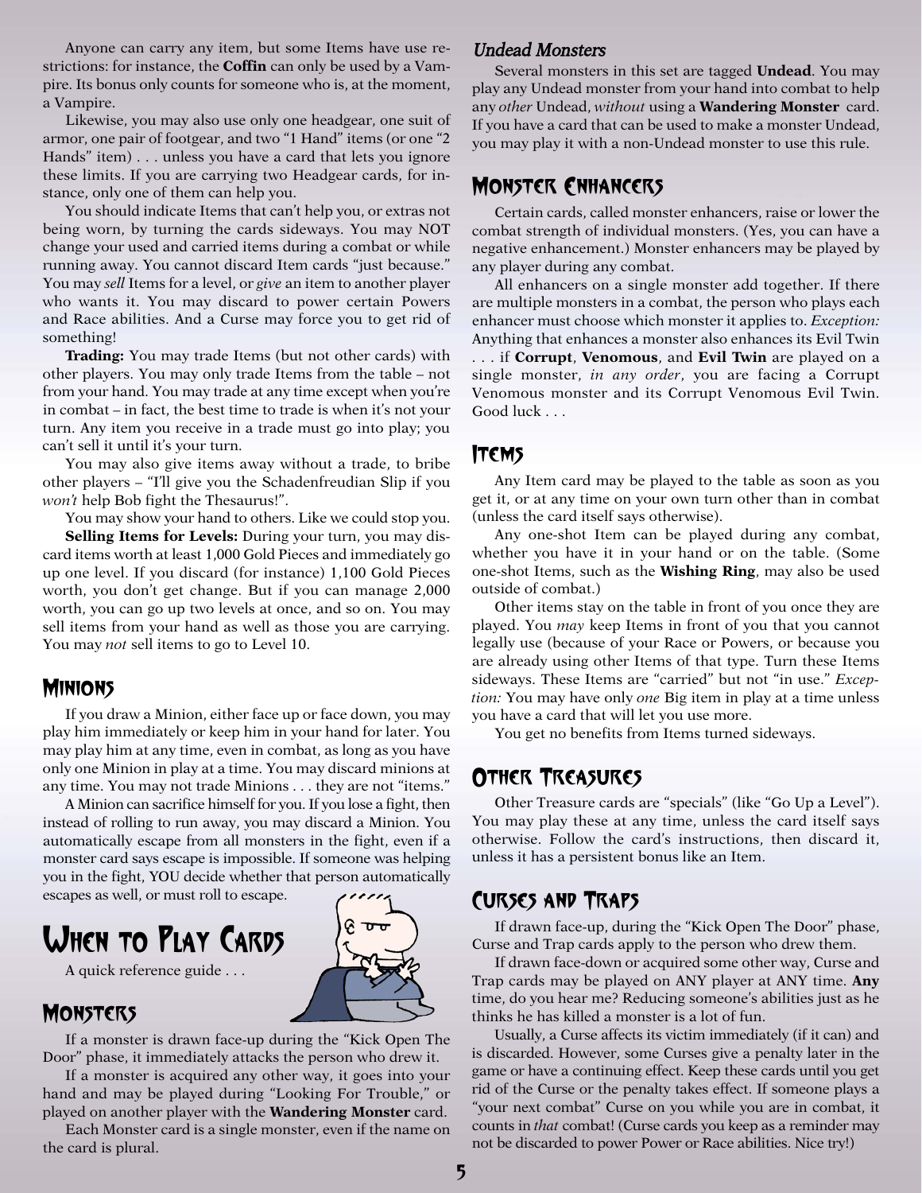Anyone can carry any item, but some Items have use restrictions: for instance, the **Coffin** can only be used by a Vampire. Its bonus only counts for someone who is, at the moment, a Vampire.

Likewise, you may also use only one headgear, one suit of armor, one pair of footgear, and two "1 Hand" items (or one "2 Hands" item) . . . unless you have a card that lets you ignore these limits. If you are carrying two Headgear cards, for instance, only one of them can help you.

You should indicate Items that can't help you, or extras not being worn, by turning the cards sideways. You may NOT change your used and carried items during a combat or while running away. You cannot discard Item cards "just because." You may *sell* Items for a level, or *give* an item to another player who wants it. You may discard to power certain Powers and Race abilities. And a Curse may force you to get rid of something!

**Trading:** You may trade Items (but not other cards) with other players. You may only trade Items from the table – not from your hand. You may trade at any time except when you're in combat – in fact, the best time to trade is when it's not your turn. Any item you receive in a trade must go into play; you can't sell it until it's your turn.

You may also give items away without a trade, to bribe other players – "I'll give you the Schadenfreudian Slip if you *won't* help Bob fight the Thesaurus!".

You may show your hand to others. Like we could stop you.

**Selling Items for Levels:** During your turn, you may discard items worth at least 1,000 Gold Pieces and immediately go up one level. If you discard (for instance) 1,100 Gold Pieces worth, you don't get change. But if you can manage 2,000 worth, you can go up two levels at once, and so on. You may sell items from your hand as well as those you are carrying. You may *not* sell items to go to Level 10.

## Minions

If you draw a Minion, either face up or face down, you may play him immediately or keep him in your hand for later. You may play him at any time, even in combat, as long as you have only one Minion in play at a time. You may discard minions at any time. You may not trade Minions . . . they are not "items."

A Minion can sacrifice himself for you. If you lose a fight, then instead of rolling to run away, you may discard a Minion. You automatically escape from all monsters in the fight, even if a monster card says escape is impossible. If someone was helping you in the fight, YOU decide whether that person automatically escapes as well, or must roll to escape.

# When to Play Cards

A quick reference guide . . .

## Monsters

If a monster is drawn face-up during the "Kick Open The Door" phase, it immediately attacks the person who drew it.

If a monster is acquired any other way, it goes into your hand and may be played during "Looking For Trouble," or played on another player with the **Wandering Monster** card.

Each Monster card is a single monster, even if the name on the card is plural.

### *Undead Monsters*

Several monsters in this set are tagged **Undead**. You may play any Undead monster from your hand into combat to help any *other* Undead, *without* using a **Wandering Monster** card. If you have a card that can be used to make a monster Undead, you may play it with a non-Undead monster to use this rule.

## Monster Enhancers

Certain cards, called monster enhancers, raise or lower the combat strength of individual monsters. (Yes, you can have a negative enhancement.) Monster enhancers may be played by any player during any combat.

All enhancers on a single monster add together. If there are multiple monsters in a combat, the person who plays each enhancer must choose which monster it applies to. *Exception:* Anything that enhances a monster also enhances its Evil Twin . . . if **Corrupt**, **Venomous**, and **Evil Twin** are played on a single monster, *in any order*, you are facing a Corrupt Venomous monster and its Corrupt Venomous Evil Twin. Good luck . . .

## Items

Any Item card may be played to the table as soon as you get it, or at any time on your own turn other than in combat (unless the card itself says otherwise).

Any one-shot Item can be played during any combat, whether you have it in your hand or on the table. (Some one-shot Items, such as the **Wishing Ring**, may also be used outside of combat.)

Other items stay on the table in front of you once they are played. You *may* keep Items in front of you that you cannot legally use (because of your Race or Powers, or because you are already using other Items of that type. Turn these Items sideways. These Items are "carried" but not "in use." *Exception:* You may have only *one* Big item in play at a time unless you have a card that will let you use more.

You get no benefits from Items turned sideways.

## Other Treasures

Other Treasure cards are "specials" (like "Go Up a Level"). You may play these at any time, unless the card itself says otherwise. Follow the card's instructions, then discard it, unless it has a persistent bonus like an Item.

## Curses and Traps

If drawn face-up, during the "Kick Open The Door" phase, Curse and Trap cards apply to the person who drew them.

If drawn face-down or acquired some other way, Curse and Trap cards may be played on ANY player at ANY time. **Any** time, do you hear me? Reducing someone's abilities just as he thinks he has killed a monster is a lot of fun.

Usually, a Curse affects its victim immediately (if it can) and is discarded. However, some Curses give a penalty later in the game or have a continuing effect. Keep these cards until you get rid of the Curse or the penalty takes effect. If someone plays a "your next combat" Curse on you while you are in combat, it counts in *that* combat! (Curse cards you keep as a reminder may not be discarded to power Power or Race abilities. Nice try!)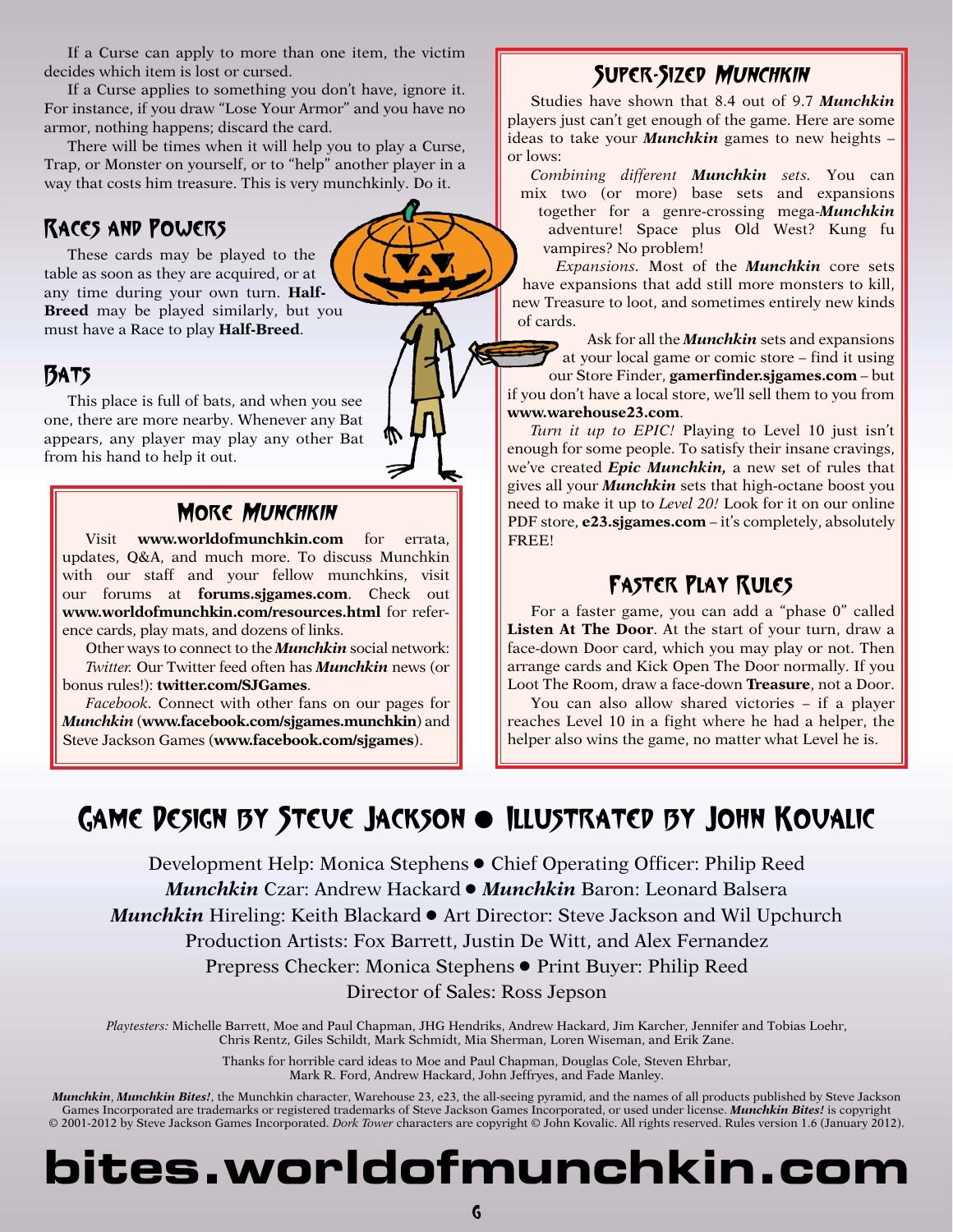If a Curse can apply to more than one item, the victim decides which item is lost or cursed.

If a Curse applies to something you don't have, ignore it. For instance, if you draw "Lose Your Armor" and you have no armor, nothing happens; discard the card.

There will be times when it will help you to play a Curse, Trap, or Monster on yourself, or to "help" another player in a way that costs him treasure. This is very munchkinly. Do it.

## Races and Powers

These cards may be played to the table as soon as they are acquired, or at any time during your own turn. **Half-Breed** may be played similarly, but you must have a Race to play **Half-Breed**.

## Bats

This place is full of bats, and when you see one, there are more nearby. Whenever any Bat appears, any player may play any other Bat from his hand to help it out.

## More *Munchkin*

Visit **www.worldofmunchkin.com** for errata, updates, Q&A, and much more. To discuss Munchkin with our staff and your fellow munchkins, visit our forums at **forums.sjgames.com**. Check out **www.worldofmunchkin.com/resources.html** for reference cards, play mats, and dozens of links.

Other ways to connect to the ***Munchkin*** social network:

*Twitter.* Our Twitter feed often has ***Munchkin*** news (or bonus rules!): **twitter.com/SJGames**.

*Facebook.* Connect with other fans on our pages for ***Munchkin*** (**www.facebook.com/sjgames.munchkin**) and Steve Jackson Games (**www.facebook.com/sjgames**).

## Super-Sized *Munchkin*

Studies have shown that 8.4 out of 9.7 ***Munchkin*** players just can't get enough of the game. Here are some ideas to take your ***Munchkin*** games to new heights – or lows:

*Combining different **Munchkin** sets.* You can mix two (or more) base sets and expansions together for a genre-crossing mega-***Munchkin*** adventure! Space plus Old West? Kung fu vampires? No problem!

*Expansions.* Most of the ***Munchkin*** core sets have expansions that add still more monsters to kill, new Treasure to loot, and sometimes entirely new kinds of cards.

Ask for all the ***Munchkin*** sets and expansions at your local game or comic store – find it using our Store Finder, **gamerfinder.sjgames.com** – but if you don't have a local store, we'll sell them to you from **www.warehouse23.com**.

*Turn it up to EPIC!* Playing to Level 10 just isn't enough for some people. To satisfy their insane cravings, we've created ***Epic Munchkin,*** a new set of rules that gives all your ***Munchkin*** sets that high-octane boost you need to make it up to *Level 20!* Look for it on our online PDF store, **e23.sjgames.com** – it's completely, absolutely FREE!

## Faster Play Rules

For a faster game, you can add a "phase 0" called **Listen At The Door**. At the start of your turn, draw a face-down Door card, which you may play or not. Then arrange cards and Kick Open The Door normally. If you Loot The Room, draw a face-down **Treasure**, not a Door.

You can also allow shared victories – if a player reaches Level 10 in a fight where he had a helper, the helper also wins the game, no matter what Level he is.

# Game Design by Steve Jackson • Illustrated by John Kovalic

Development Help: Monica Stephens • Chief Operating Officer: Philip Reed
***Munchkin*** Czar: Andrew Hackard • ***Munchkin*** Baron: Leonard Balsera
***Munchkin*** Hireling: Keith Blackard • Art Director: Steve Jackson and Wil Upchurch
Production Artists: Fox Barrett, Justin De Witt, and Alex Fernandez
Prepress Checker: Monica Stephens • Print Buyer: Philip Reed
Director of Sales: Ross Jepson

*Playtesters:* Michelle Barrett, Moe and Paul Chapman, JHG Hendriks, Andrew Hackard, Jim Karcher, Jennifer and Tobias Loehr, Chris Rentz, Giles Schildt, Mark Schmidt, Mia Sherman, Loren Wiseman, and Erik Zane.

Thanks for horrible card ideas to Moe and Paul Chapman, Douglas Cole, Steven Ehrbar, Mark R. Ford, Andrew Hackard, John Jeffryes, and Fade Manley.

***Munchkin***, ***Munchkin Bites!***, the Munchkin character, Warehouse 23, e23, the all-seeing pyramid, and the names of all products published by Steve Jackson Games Incorporated are trademarks or registered trademarks of Steve Jackson Games Incorporated, or used under license. ***Munchkin Bites!*** is copyright © 2001-2012 by Steve Jackson Games Incorporated. *Dork Tower* characters are copyright © John Kovalic. All rights reserved. Rules version 1.6 (January 2012).

# bites.worldofmunchkin.com